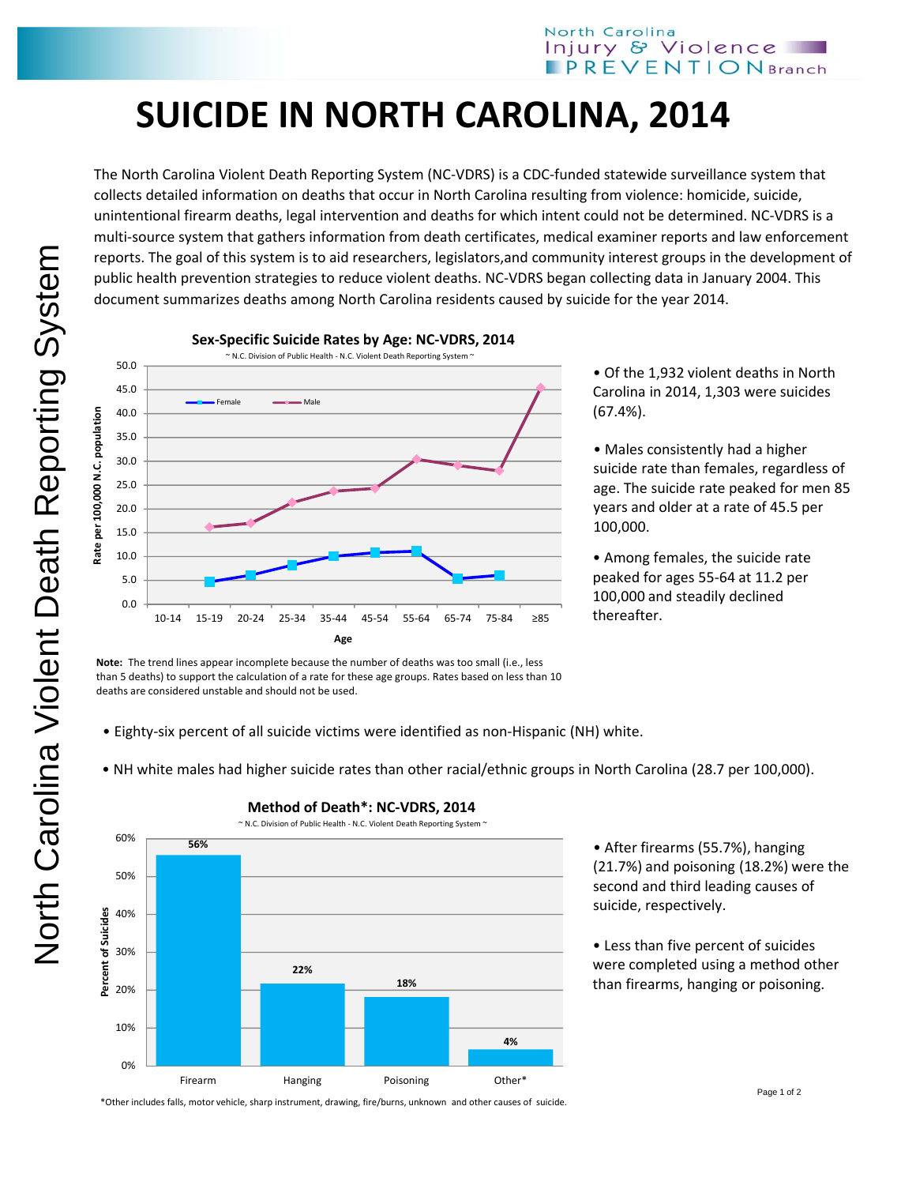# SUICIDE IN NORTH CAROLINA, 2014

The North Carolina Violent Death Reporting System (NC-VDRS) is a CDC-funded statewide surveillance system that collects detailed information on deaths that occur in North Carolina resulting from violence: homicide, suicide, unintentional firearm deaths, legal intervention and deaths for which intent could not be determined. NC-VDRS is a multi-source system that gathers information from death certificates, medical examiner reports and law enforcement reports. The goal of this system is to aid researchers, legislators,and community interest groups in the development of public health prevention strategies to reduce violent deaths. NC-VDRS began collecting data in January 2004. This document summarizes deaths among North Carolina residents caused by suicide for the year 2014.

**Sex-Specific Suicide Rates by Age: NC-VDRS, 2014**

~ N.C. Division of Public Health - N.C. Violent Death Reporting System ~

**Note:** The trend lines appear incomplete because the number of deaths was too small (i.e., less than 5 deaths) to support the calculation of a rate for these age groups. Rates based on less than 10 deaths are considered unstable and should not be used.

- Of the 1,932 violent deaths in North Carolina in 2014, 1,303 were suicides (67.4%).
- Males consistently had a higher suicide rate than females, regardless of age. The suicide rate peaked for men 85 years and older at a rate of 45.5 per 100,000.
- Among females, the suicide rate peaked for ages 55-64 at 11.2 per 100,000 and steadily declined thereafter.

- Eighty-six percent of all suicide victims were identified as non-Hispanic (NH) white.
- NH white males had higher suicide rates than other racial/ethnic groups in North Carolina (28.7 per 100,000).

**Method of Death\*: NC-VDRS, 2014**

~ N.C. Division of Public Health - N.C. Violent Death Reporting System ~

| Method | Percent of Suicides |
|---|---|
| Firearm | 56% |
| Hanging | 22% |
| Poisoning | 18% |
| Other* | 4% |

*Other includes falls, motor vehicle, sharp instrument, drawing, fire/burns, unknown and other causes of suicide.

- After firearms (55.7%), hanging (21.7%) and poisoning (18.2%) were the second and third leading causes of suicide, respectively.
- Less than five percent of suicides were completed using a method other than firearms, hanging or poisoning.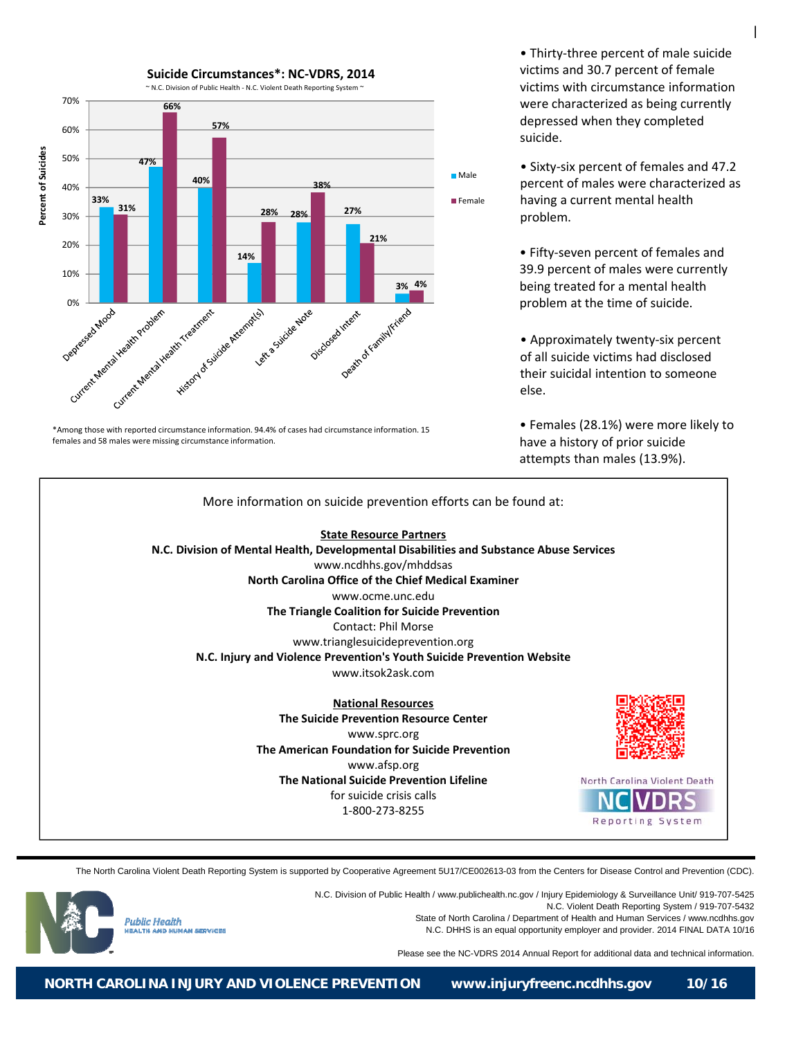**Suicide Circumstances*: NC-VDRS, 2014**

~ N.C. Division of Public Health - N.C. Violent Death Reporting System ~

Percent of Suicides

70%
60%
50%
40%
30%
20%
10%
0%

33% 31%
47% 66%
40% 57%
14% 28%
28% 38%
27% 21%
3% 4%

Depressed Mood
Current Mental Health Problem
Current Mental Health Treatment
History of Suicide Attempt(s)
Left a Suicide Note
Disclosed Intent
Death of Family/Friend

Male
Female

*Among those with reported circumstance information. 94.4% of cases had circumstance information. 15 females and 58 males were missing circumstance information.

- Thirty-three percent of male suicide victims and 30.7 percent of female victims with circumstance information were characterized as being currently depressed when they completed suicide.
- Sixty-six percent of females and 47.2 percent of males were characterized as having a current mental health problem.
- Fifty-seven percent of females and 39.9 percent of males were currently being treated for a mental health problem at the time of suicide.
- Approximately twenty-six percent of all suicide victims had disclosed their suicidal intention to someone else.
- Females (28.1%) were more likely to have a history of prior suicide attempts than males (13.9%).

More information on suicide prevention efforts can be found at:

**State Resource Partners**

**N.C. Division of Mental Health, Developmental Disabilities and Substance Abuse Services**
www.ncdhhs.gov/mhddsas

**North Carolina Office of the Chief Medical Examiner**
www.ocme.unc.edu

**The Triangle Coalition for Suicide Prevention**
Contact: Phil Morse
www.trianglesuicideprevention.org

**N.C. Injury and Violence Prevention's Youth Suicide Prevention Website**
www.itsok2ask.com

**National Resources**

**The Suicide Prevention Resource Center**
www.sprc.org

**The American Foundation for Suicide Prevention**
www.afsp.org

**The National Suicide Prevention Lifeline**
for suicide crisis calls
1-800-273-8255

North Carolina Violent Death Reporting System

The North Carolina Violent Death Reporting System is supported by Cooperative Agreement 5U17/CE002613-03 from the Centers for Disease Control and Prevention (CDC).

N.C. Division of Public Health / www.publichealth.nc.gov / Injury Epidemiology & Surveillance Unit/ 919-707-5425
N.C. Violent Death Reporting System / 919-707-5432
State of North Carolina / Department of Health and Human Services / www.ncdhhs.gov
N.C. DHHS is an equal opportunity employer and provider. 2014 FINAL DATA 10/16

Please see the NC-VDRS 2014 Annual Report for additional data and technical information.

**NORTH CAROLINA INJURY AND VIOLENCE PREVENTION www.injuryfreenc.ncdhhs.gov 10/16**